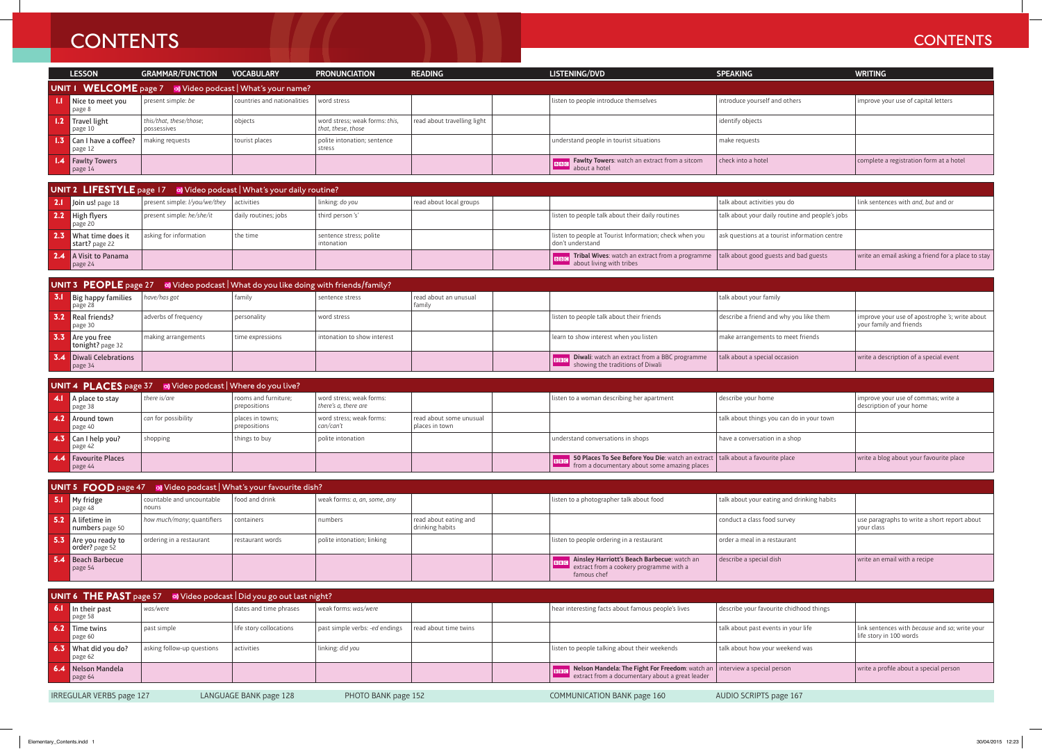# CONTENTS

| LESSON | GRAMMAR/FUNCTION | VOCABULARY | PRONUNCIATION | READING | LISTENING/DVD | SPEAKING | WRITING |
|---|---|---|---|---|---|---|---|
| **UNIT 1 WELCOME** page 7 Video podcast \| What's your name? | | | | | | | |
| **1.1** Nice to meet you page 8 | present simple: *be* | countries and nationalities | word stress | | listen to people introduce themselves | introduce yourself and others | improve your use of capital letters |
| **1.2** Travel light page 10 | *this/that, these/those*; possessives | objects | word stress; weak forms: *this, that, these, those* | read about travelling light | | identify objects | |
| **1.3** Can I have a coffee? page 12 | making requests | tourist places | polite intonation; sentence stress | | understand people in tourist situations | make requests | |
| **1.4** Fawlty Towers page 14 | | | | | BBC **Fawlty Towers**: watch an extract from a sitcom about a hotel | check into a hotel | complete a registration form at a hotel |
| **UNIT 2 LIFESTYLE** page 17 Video podcast \| What's your daily routine? | | | | | | | |
| **2.1** Join us! page 18 | present simple: *I/you/we/they* | activities | linking: *do you* | read about local groups | | talk about activities you do | link sentences with *and*, *but* and *or* |
| **2.2** High flyers page 20 | present simple: *he/she/it* | daily routines; jobs | third person 's' | | listen to people talk about their daily routines | talk about your daily routine and people's jobs | |
| **2.3** What time does it start? page 22 | asking for information | the time | sentence stress; polite intonation | | listen to people at Tourist Information; check when you don't understand | ask questions at a tourist information centre | |
| **2.4** A Visit to Panama page 24 | | | | | BBC **Tribal Wives**: watch an extract from a programme about living with tribes | talk about good guests and bad guests | write an email asking a friend for a place to stay |
| **UNIT 3 PEOPLE** page 27 Video podcast \| What do you like doing with friends/family? | | | | | | | |
| **3.1** Big happy families page 28 | *have/has got* | family | sentence stress | read about an unusual family | | talk about your family | |
| **3.2** Real friends? page 30 | adverbs of frequency | personality | word stress | | listen to people talk about their friends | describe a friend and why you like them | improve your use of apostrophe 's; write about your family and friends |
| **3.3** Are you free tonight? page 32 | making arrangements | time expressions | intonation to show interest | | learn to show interest when you listen | make arrangements to meet friends | |
| **3.4** Diwali Celebrations page 34 | | | | | BBC **Diwali**: watch an extract from a BBC programme showing the traditions of Diwali | talk about a special occasion | write a description of a special event |
| **UNIT 4 PLACES** page 37 Video podcast \| Where do you live? | | | | | | | |
| **4.1** A place to stay page 38 | *there is/are* | rooms and furniture; prepositions | word stress; weak forms: *there's a, there are* | | listen to a woman describing her apartment | describe your home | improve your use of commas; write a description of your home |
| **4.2** Around town page 40 | *can* for possibility | places in towns; prepositions | word stress; weak forms: *can/can't* | read about some unusual places in town | | talk about things you can do in your town | |
| **4.3** Can I help you? page 42 | shopping | things to buy | polite intonation | | understand conversations in shops | have a conversation in a shop | |
| **4.4** Favourite Places page 44 | | | | | BBC **50 Places To See Before You Die**: watch an extract from a documentary about some amazing places | talk about a favourite place | write a blog about your favourite place |
| **UNIT 5 FOOD** page 47 Video podcast \| What's your favourite dish? | | | | | | | |
| **5.1** My fridge page 48 | countable and uncountable nouns | food and drink | weak forms: *a, an, some, any* | | listen to a photographer talk about food | talk about your eating and drinking habits | |
| **5.2** A lifetime in numbers page 50 | *how much/many*; quantifiers | containers | numbers | read about eating and drinking habits | | conduct a class food survey | use paragraphs to write a short report about your class |
| **5.3** Are you ready to order? page 52 | ordering in a restaurant | restaurant words | polite intonation; linking | | listen to people ordering in a restaurant | order a meal in a restaurant | |
| **5.4** Beach Barbecue page 54 | | | | | BBC **Ainsley Harriott's Beach Barbecue**: watch an extract from a cookery programme with a famous chef | describe a special dish | write an email with a recipe |
| **UNIT 6 THE PAST** page 57 Video podcast \| Did you go out last night? | | | | | | | |
| **6.1** In their past page 58 | *was/were* | dates and time phrases | weak forms: *was/were* | | hear interesting facts about famous people's lives | describe your favourite childhood things | |
| **6.2** Time twins page 60 | past simple | life story collocations | past simple verbs: *-ed* endings | read about time twins | | talk about past events in your life | link sentences with *because* and *so*; write your life story in 100 words |
| **6.3** What did you do? page 62 | asking follow-up questions | activities | linking: *did you* | | listen to people talking about their weekends | talk about how your weekend was | |
| **6.4** Nelson Mandela page 64 | | | | | BBC **Nelson Mandela: The Fight For Freedom**: watch an extract from a documentary about a great leader | interview a special person | write a profile about a special person |

IRREGULAR VERBS page 127 | LANGUAGE BANK page 128 | PHOTO BANK page 152 | COMMUNICATION BANK page 160 | AUDIO SCRIPTS page 167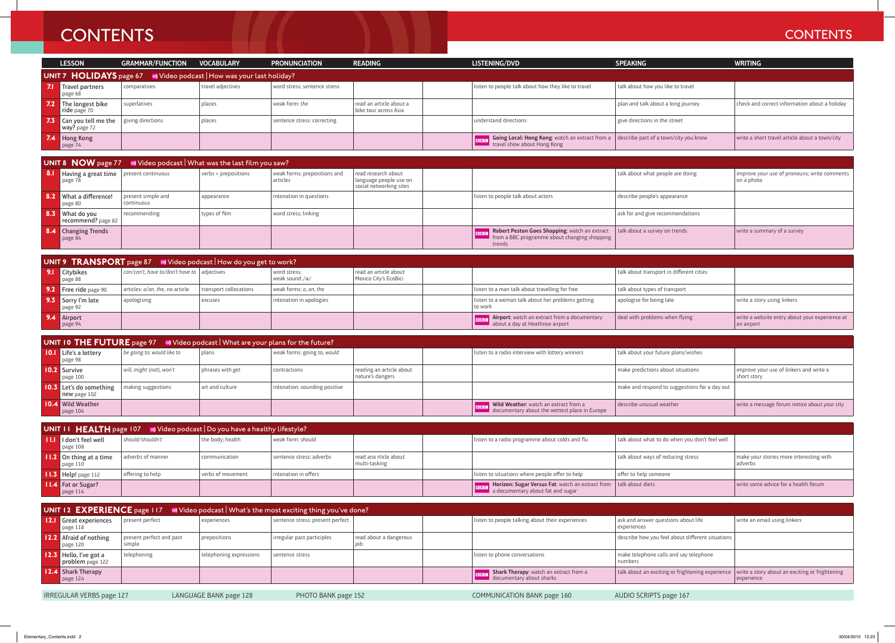# CONTENTS

| LESSON | GRAMMAR/FUNCTION | VOCABULARY | PRONUNCIATION | READING | LISTENING/DVD | SPEAKING | WRITING |
|---|---|---|---|---|---|---|---|
| **UNIT 7 HOLIDAYS** page 67 Video podcast \| How was your last holiday? | | | | | | | |
| **7.1** Travel partners page 68 | comparatives | travel adjectives | word stress; sentence stress | | listen to people talk about how they like to travel | talk about how you like to travel | |
| **7.2** The longest bike ride page 70 | superlatives | places | weak form: *the* | read an article about a bike tour across Asia | | plan and talk about a long journey | check and correct information about a holiday |
| **7.3** Can you tell me the way? page 72 | giving directions | places | sentence stress: correcting | | understand directions | give directions in the street | |
| **7.4** Hong Kong page 74 | | | | | BBC **Going Local: Hong Kong**: watch an extract from a travel show about Hong Kong | describe part of a town/city you know | write a short travel article about a town/city |
| **UNIT 8 NOW** page 77 Video podcast \| What was the last film you saw? | | | | | | | |
| **8.1** Having a great time page 78 | present continuous | verbs + prepositions | weak forms: prepositions and articles | read research about language people use on social networking sites | | talk about what people are doing | improve your use of pronouns; write comments on a photo |
| **8.2** What a difference! page 80 | present simple and continuous | appearance | intonation in questions | | listen to people talk about actors | describe people's appearance | |
| **8.3** What do you recommend? page 82 | recommending | types of film | word stress; linking | | | ask for and give recommendations | |
| **8.4** Changing Trends page 84 | | | | | BBC **Robert Peston Goes Shopping**: watch an extract from a BBC programme about changing shopping trends | talk about a survey on trends | write a summary of a survey |
| **UNIT 9 TRANSPORT** page 87 Video podcast \| How do you get to work? | | | | | | | |
| **9.1** Citybikes page 88 | *can/can't, have to/don't have to* | adjectives | word stress; weak sound /ə/ | read an article about Mexico City's EcoBici | | talk about transport in different cities | |
| **9.2** Free ride page 90 | articles: *a/an, the*, no article | transport collocations | weak forms: *a, an, the* | | listen to a man talk about travelling for free | talk about types of transport | |
| **9.3** Sorry I'm late page 92 | apologising | excuses | intonation in apologies | | listen to a woman talk about her problems getting to work | apologise for being late | write a story using linkers |
| **9.4** Airport page 94 | | | | | BBC **Airport**: watch an extract from a documentary about a day at Heathrow airport | deal with problems when flying | write a website entry about your experience at an airport |
| **UNIT 10 THE FUTURE** page 97 Video podcast \| What are your plans for the future? | | | | | | | |
| **10.1** Life's a lottery page 98 | *be going to; would like to* | plans | weak forms: going to, *would* | | listen to a radio interview with lottery winners | talk about your future plans/wishes | |
| **10.2** Survive page 100 | *will, might (not), won't* | phrases with *get* | contractions | reading an article about nature's dangers | | make predictions about situations | improve your use of linkers and write a short story |
| **10.3** Let's do something new page 102 | making suggestions | art and culture | intonation: sounding positive | | | make and respond to suggestions for a day out | |
| **10.4** Wild Weather page 104 | | | | | BBC **Wild Weather**: watch an extract from a documentary about the wettest place in Europe | describe unusual weather | write a message forum notice about your city |
| **UNIT 11 HEALTH** page 107 Video podcast \| Do you have a healthy lifestyle? | | | | | | | |
| **11.1** I don't feel well page 108 | *should/shouldn't* | the body; health | weak form: *should* | | listen to a radio programme about colds and flu | talk about what to do when you don't feel well | |
| **11.2** On thing at a time page 110 | adverbs of manner | communication | sentence stress: adverbs | read ana rticle about multi-tasking | | talk about ways of reducing stress | make your stories more interesting with adverbs |
| **11.3** Help! page 112 | offering to help | verbs of movement | intonation in offers | | listen to situations where people offer to help | offer to help someone | |
| **11.4** Fat or Sugar? page 114 | | | | | BBC **Horizon: Sugar Versus Fat**: watch an extract from a documentary about fat and sugar | talk about diets | write some advice for a health forum |
| **UNIT 12 EXPERIENCE** page 117 Video podcast \| What's the most exciting thing you've done? | | | | | | | |
| **12.1** Great experiences page 118 | present perfect | experiences | sentence stress: present perfect | | listen to people talking about their experiences | ask and answer questions about life experiences | write an email using linkers |
| **12.2** Afraid of nothing page 120 | present perfect and past simple | prepositions | irregular past participles | read about a dangerous job | | describe how you feel about different situations | |
| **12.3** Hello, I've got a problem page 122 | telephoning | telephoning expressions | sentence stress | | listen to phone conversations | make telephone calls and say telephone numbers | |
| **12.4** Shark Therapy page 124 | | | | | BBC **Shark Therapy**: watch an extract from a documentary about sharks | talk about an exciting or frightening experience | write a story about an exciting or frightening experience |

IRREGULAR VERBS page 127 | LANGUAGE BANK page 128 | PHOTO BANK page 152 | COMMUNICATION BANK page 160 | AUDIO SCRIPTS page 167